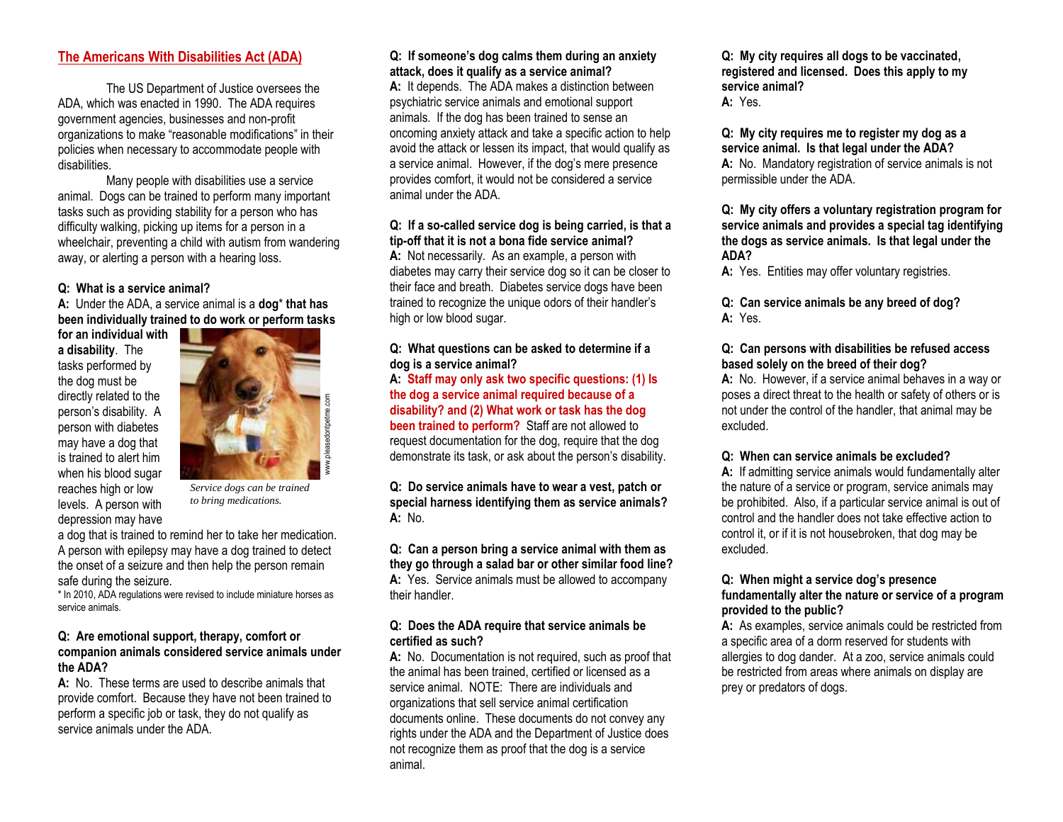## The Americans With Disabilities Act (ADA)

The US Department of Justice oversees the ADA, which was enacted in 1990. The ADA requires government agencies, businesses and non-profit organizations to make "reasonable modifications" in their policies when necessary to accommodate people with disabilities.

Many people with disabilities use a service animal. Dogs can be trained to perform many important tasks such as providing stability for a person who has difficulty walking, picking up items for a person in a wheelchair, preventing a child with autism from wandering away, or alerting a person with a hearing loss.

**Q: What is a service animal?**

**A:** Under the ADA, a service animal is a **dog* that has been individually trained to do work or perform tasks for an individual with a disability**. The tasks performed by the dog must be directly related to the person's disability. A person with diabetes may have a dog that is trained to alert him when his blood sugar reaches high or low levels. A person with depression may have a dog that is trained to remind her to take her medication. A person with epilepsy may have a dog trained to detect the onset of a seizure and then help the person remain safe during the seizure.

www.pleasedontpetme.com

*Service dogs can be trained to bring medications.*

* In 2010, ADA regulations were revised to include miniature horses as service animals.

**Q: Are emotional support, therapy, comfort or companion animals considered service animals under the ADA?**

**A:** No. These terms are used to describe animals that provide comfort. Because they have not been trained to perform a specific job or task, they do not qualify as service animals under the ADA.

**Q: If someone's dog calms them during an anxiety attack, does it qualify as a service animal?**

**A:** It depends. The ADA makes a distinction between psychiatric service animals and emotional support animals. If the dog has been trained to sense an oncoming anxiety attack and take a specific action to help avoid the attack or lessen its impact, that would qualify as a service animal. However, if the dog's mere presence provides comfort, it would not be considered a service animal under the ADA.

**Q: If a so-called service dog is being carried, is that a tip-off that it is not a bona fide service animal?**

**A:** Not necessarily. As an example, a person with diabetes may carry their service dog so it can be closer to their face and breath. Diabetes service dogs have been trained to recognize the unique odors of their handler's high or low blood sugar.

**Q: What questions can be asked to determine if a dog is a service animal?**

**A:** **Staff may only ask two specific questions: (1) Is the dog a service animal required because of a disability? and (2) What work or task has the dog been trained to perform?** Staff are not allowed to request documentation for the dog, require that the dog demonstrate its task, or ask about the person's disability.

**Q: Do service animals have to wear a vest, patch or special harness identifying them as service animals?**

**A:** No.

**Q: Can a person bring a service animal with them as they go through a salad bar or other similar food line?**

**A:** Yes. Service animals must be allowed to accompany their handler.

**Q: Does the ADA require that service animals be certified as such?**

**A:** No. Documentation is not required, such as proof that the animal has been trained, certified or licensed as a service animal. NOTE: There are individuals and organizations that sell service animal certification documents online. These documents do not convey any rights under the ADA and the Department of Justice does not recognize them as proof that the dog is a service animal.

**Q: My city requires all dogs to be vaccinated, registered and licensed. Does this apply to my service animal?**

**A:** Yes.

**Q: My city requires me to register my dog as a service animal. Is that legal under the ADA?**

**A:** No. Mandatory registration of service animals is not permissible under the ADA.

**Q: My city offers a voluntary registration program for service animals and provides a special tag identifying the dogs as service animals. Is that legal under the ADA?**

**A:** Yes. Entities may offer voluntary registries.

**Q: Can service animals be any breed of dog?**

**A:** Yes.

**Q: Can persons with disabilities be refused access based solely on the breed of their dog?**

**A:** No. However, if a service animal behaves in a way or poses a direct threat to the health or safety of others or is not under the control of the handler, that animal may be excluded.

**Q: When can service animals be excluded?**

**A:** If admitting service animals would fundamentally alter the nature of a service or program, service animals may be prohibited. Also, if a particular service animal is out of control and the handler does not take effective action to control it, or if it is not housebroken, that dog may be excluded.

**Q: When might a service dog's presence fundamentally alter the nature or service of a program provided to the public?**

**A:** As examples, service animals could be restricted from a specific area of a dorm reserved for students with allergies to dog dander. At a zoo, service animals could be restricted from areas where animals on display are prey or predators of dogs.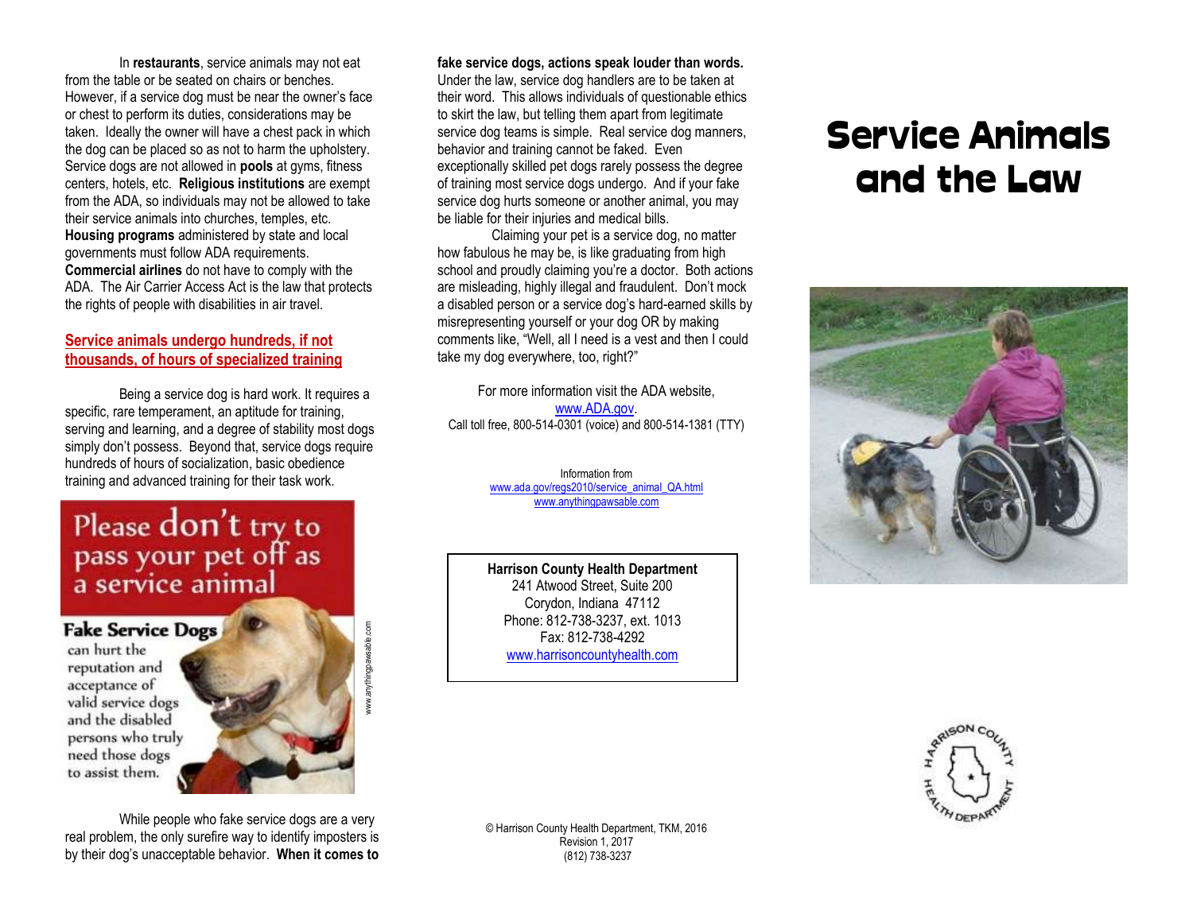In **restaurants**, service animals may not eat from the table or be seated on chairs or benches. However, if a service dog must be near the owner's face or chest to perform its duties, considerations may be taken. Ideally the owner will have a chest pack in which the dog can be placed so as not to harm the upholstery. Service dogs are not allowed in **pools** at gyms, fitness centers, hotels, etc. **Religious institutions** are exempt from the ADA, so individuals may not be allowed to take their service animals into churches, temples, etc. **Housing programs** administered by state and local governments must follow ADA requirements. **Commercial airlines** do not have to comply with the ADA. The Air Carrier Access Act is the law that protects the rights of people with disabilities in air travel.

## Service animals undergo hundreds, if not thousands, of hours of specialized training

Being a service dog is hard work. It requires a specific, rare temperament, an aptitude for training, serving and learning, and a degree of stability most dogs simply don't possess. Beyond that, service dogs require hundreds of hours of socialization, basic obedience training and advanced training for their task work.

Please don't try to pass your pet off as a service animal

**Fake Service Dogs** can hurt the reputation and acceptance of valid service dogs and the disabled persons who truly need those dogs to assist them.

www.anythingpawsable.com

While people who fake service dogs are a very real problem, the only surefire way to identify imposters is by their dog's unacceptable behavior. **When it comes to fake service dogs, actions speak louder than words.** Under the law, service dog handlers are to be taken at their word. This allows individuals of questionable ethics to skirt the law, but telling them apart from legitimate service dog teams is simple. Real service dog manners, behavior and training cannot be faked. Even exceptionally skilled pet dogs rarely possess the degree of training most service dogs undergo. And if your fake service dog hurts someone or another animal, you may be liable for their injuries and medical bills.

Claiming your pet is a service dog, no matter how fabulous he may be, is like graduating from high school and proudly claiming you're a doctor. Both actions are misleading, highly illegal and fraudulent. Don't mock a disabled person or a service dog's hard-earned skills by misrepresenting yourself or your dog OR by making comments like, "Well, all I need is a vest and then I could take my dog everywhere, too, right?"

For more information visit the ADA website, www.ADA.gov.
Call toll free, 800-514-0301 (voice) and 800-514-1381 (TTY)

Information from
www.ada.gov/regs2010/service_animal_QA.html
www.anythingpawsable.com

**Harrison County Health Department**
241 Atwood Street, Suite 200
Corydon, Indiana 47112
Phone: 812-738-3237, ext. 1013
Fax: 812-738-4292
www.harrisoncountyhealth.com

© Harrison County Health Department, TKM, 2016
Revision 1, 2017
(812) 738-3237

# Service Animals and the Law

HARRISON COUNTY HEALTH DEPARTMENT